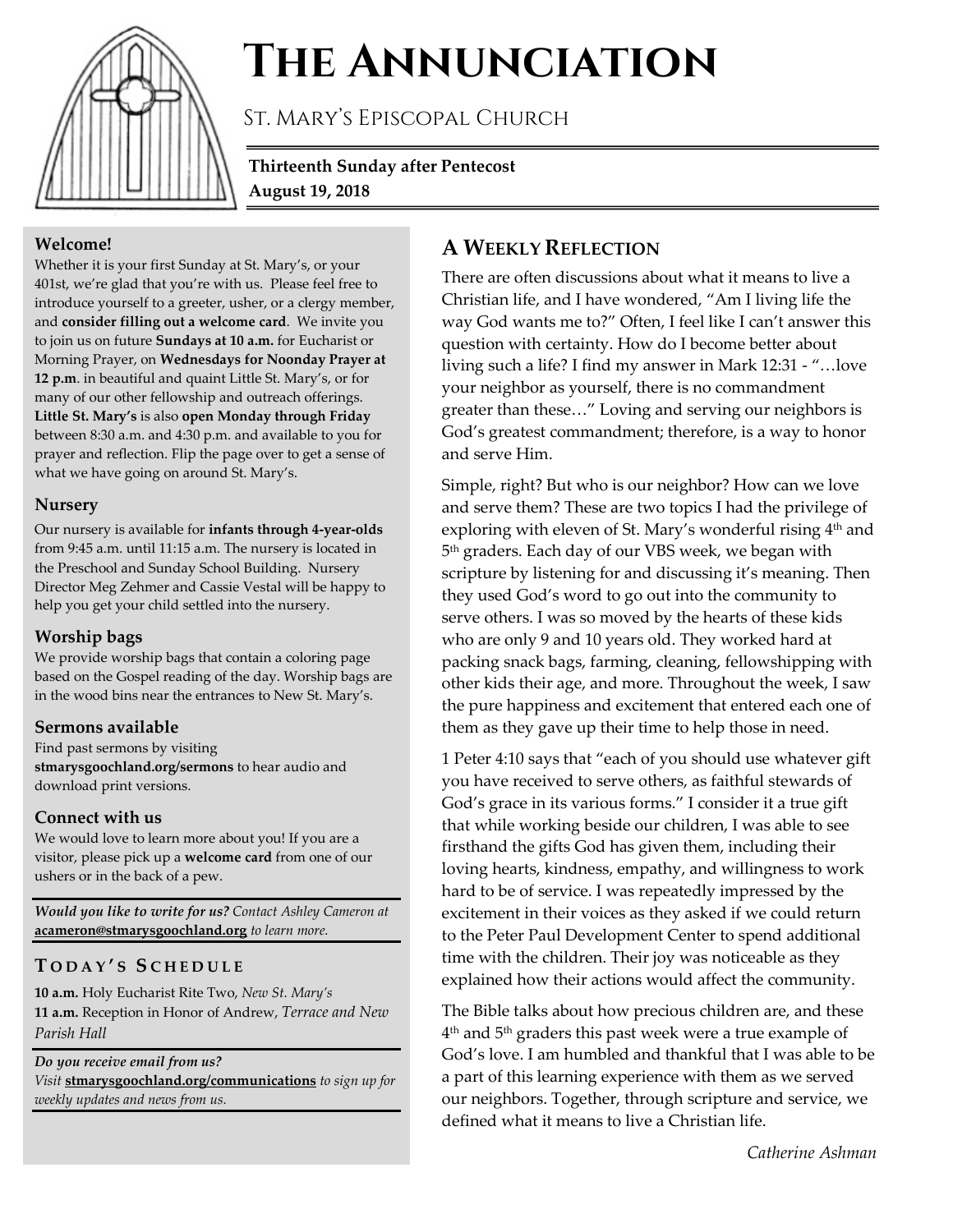# The Annunciation

St. Mary's Episcopal Church

**Thirteenth Sunday after Pentecost**
**August 19, 2018**

### Welcome!

Whether it is your first Sunday at St. Mary's, or your 401st, we're glad that you're with us. Please feel free to introduce yourself to a greeter, usher, or a clergy member, and **consider filling out a welcome card**. We invite you to join us on future **Sundays at 10 a.m.** for Eucharist or Morning Prayer, on **Wednesdays for Noonday Prayer at 12 p.m**. in beautiful and quaint Little St. Mary's, or for many of our other fellowship and outreach offerings. **Little St. Mary's** is also **open Monday through Friday** between 8:30 a.m. and 4:30 p.m. and available to you for prayer and reflection. Flip the page over to get a sense of what we have going on around St. Mary's.

### Nursery

Our nursery is available for **infants through 4-year-olds** from 9:45 a.m. until 11:15 a.m. The nursery is located in the Preschool and Sunday School Building. Nursery Director Meg Zehmer and Cassie Vestal will be happy to help you get your child settled into the nursery.

### Worship bags

We provide worship bags that contain a coloring page based on the Gospel reading of the day. Worship bags are in the wood bins near the entrances to New St. Mary's.

### Sermons available

Find past sermons by visiting **stmarysgoochland.org/sermons** to hear audio and download print versions.

### Connect with us

We would love to learn more about you! If you are a visitor, please pick up a **welcome card** from one of our ushers or in the back of a pew.

***Would you like to write for us?*** *Contact Ashley Cameron at* **acameron@stmarysgoochland.org** *to learn more.*

## Today's Schedule

**10 a.m.** Holy Eucharist Rite Two, *New St. Mary's*
**11 a.m.** Reception in Honor of Andrew, *Terrace and New Parish Hall*

***Do you receive email from us?***
*Visit* **stmarysgoochland.org/communications** *to sign up for weekly updates and news from us.*

## A Weekly Reflection

There are often discussions about what it means to live a Christian life, and I have wondered, "Am I living life the way God wants me to?" Often, I feel like I can't answer this question with certainty. How do I become better about living such a life? I find my answer in Mark 12:31 - "…love your neighbor as yourself, there is no commandment greater than these…" Loving and serving our neighbors is God's greatest commandment; therefore, is a way to honor and serve Him.

Simple, right? But who is our neighbor? How can we love and serve them? These are two topics I had the privilege of exploring with eleven of St. Mary's wonderful rising 4th and 5th graders. Each day of our VBS week, we began with scripture by listening for and discussing it's meaning. Then they used God's word to go out into the community to serve others. I was so moved by the hearts of these kids who are only 9 and 10 years old. They worked hard at packing snack bags, farming, cleaning, fellowshipping with other kids their age, and more. Throughout the week, I saw the pure happiness and excitement that entered each one of them as they gave up their time to help those in need.

1 Peter 4:10 says that "each of you should use whatever gift you have received to serve others, as faithful stewards of God's grace in its various forms." I consider it a true gift that while working beside our children, I was able to see firsthand the gifts God has given them, including their loving hearts, kindness, empathy, and willingness to work hard to be of service. I was repeatedly impressed by the excitement in their voices as they asked if we could return to the Peter Paul Development Center to spend additional time with the children. Their joy was noticeable as they explained how their actions would affect the community.

The Bible talks about how precious children are, and these 4th and 5th graders this past week were a true example of God's love. I am humbled and thankful that I was able to be a part of this learning experience with them as we served our neighbors. Together, through scripture and service, we defined what it means to live a Christian life.

*Catherine Ashman*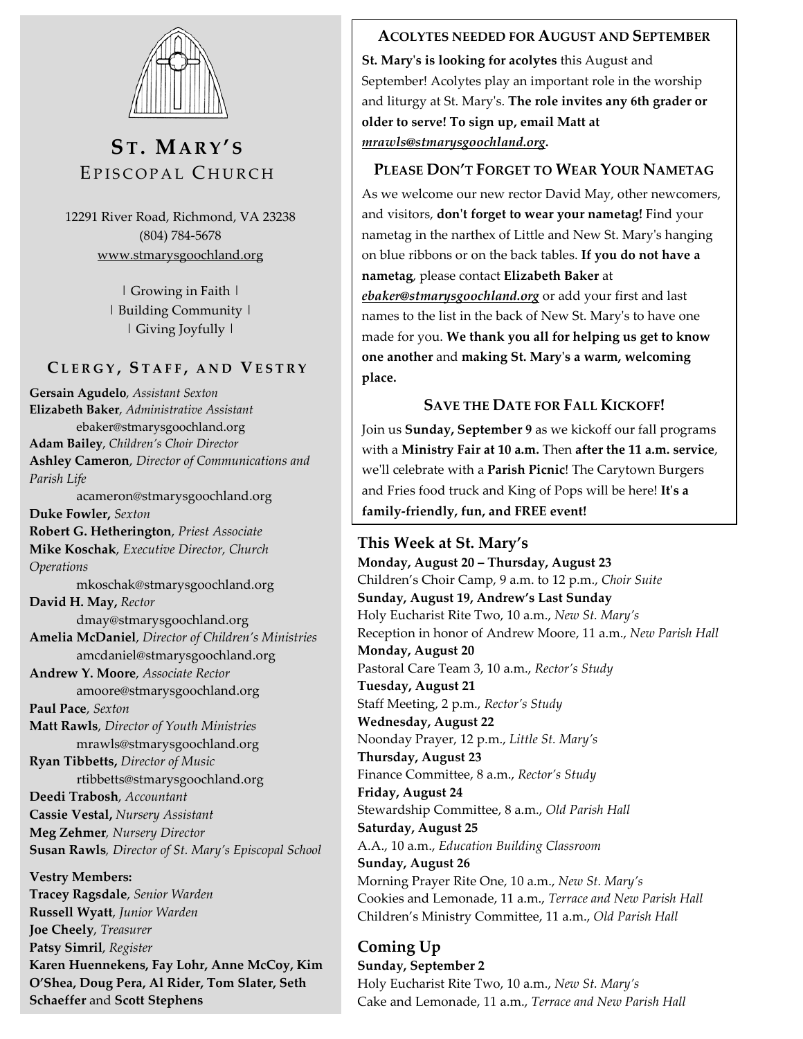# St. Mary's Episcopal Church

12291 River Road, Richmond, VA 23238
(804) 784-5678
www.stmarysgoochland.org

| Growing in Faith |
| Building Community |
| Giving Joyfully |

## Clergy, Staff, and Vestry

**Gersain Agudelo**, *Assistant Sexton*
**Elizabeth Baker**, *Administrative Assistant*
ebaker@stmarysgoochland.org
**Adam Bailey**, *Children's Choir Director*
**Ashley Cameron**, *Director of Communications and Parish Life*
acameron@stmarysgoochland.org
**Duke Fowler,** *Sexton*
**Robert G. Hetherington**, *Priest Associate*
**Mike Koschak**, *Executive Director, Church Operations*
mkoschak@stmarysgoochland.org
**David H. May,** *Rector*
dmay@stmarysgoochland.org
**Amelia McDaniel**, *Director of Children's Ministries*
amcdaniel@stmarysgoochland.org
**Andrew Y. Moore**, *Associate Rector*
amoore@stmarysgoochland.org
**Paul Pace**, *Sexton*
**Matt Rawls**, *Director of Youth Ministries*
mrawls@stmarysgoochland.org
**Ryan Tibbetts,** *Director of Music*
rtibbetts@stmarysgoochland.org
**Deedi Trabosh**, *Accountant*
**Cassie Vestal,** *Nursery Assistant*
**Meg Zehmer**, *Nursery Director*
**Susan Rawls**, *Director of St. Mary's Episcopal School*

**Vestry Members:**
**Tracey Ragsdale**, *Senior Warden*
**Russell Wyatt**, *Junior Warden*
**Joe Cheely**, *Treasurer*
**Patsy Simril**, *Register*
**Karen Huennekens, Fay Lohr, Anne McCoy, Kim O'Shea, Doug Pera, Al Rider, Tom Slater, Seth Schaeffer** and **Scott Stephens**

## Acolytes needed for August and September

**St. Mary's is looking for acolytes** this August and September! Acolytes play an important role in the worship and liturgy at St. Mary's. **The role invites any 6th grader or older to serve! To sign up, email Matt at *mrawls@stmarysgoochland.org*.**

## Please Don't Forget to Wear Your Nametag

As we welcome our new rector David May, other newcomers, and visitors, **don't forget to wear your nametag!** Find your nametag in the narthex of Little and New St. Mary's hanging on blue ribbons or on the back tables. **If you do not have a nametag**, please contact **Elizabeth Baker** at ***ebaker@stmarysgoochland.org*** or add your first and last names to the list in the back of New St. Mary's to have one made for you. **We thank you all for helping us get to know one another** and **making St. Mary's a warm, welcoming place.**

## Save the Date for Fall Kickoff!

Join us **Sunday, September 9** as we kickoff our fall programs with a **Ministry Fair at 10 a.m.** Then **after the 11 a.m. service**, we'll celebrate with a **Parish Picnic**! The Carytown Burgers and Fries food truck and King of Pops will be here! **It's a family-friendly, fun, and FREE event!**

## This Week at St. Mary's

**Monday, August 20 – Thursday, August 23**
Children's Choir Camp, 9 a.m. to 12 p.m., *Choir Suite*
**Sunday, August 19, Andrew's Last Sunday**
Holy Eucharist Rite Two, 10 a.m., *New St. Mary's*
Reception in honor of Andrew Moore, 11 a.m., *New Parish Hall*
**Monday, August 20**
Pastoral Care Team 3, 10 a.m., *Rector's Study*
**Tuesday, August 21**
Staff Meeting, 2 p.m., *Rector's Study*
**Wednesday, August 22**
Noonday Prayer, 12 p.m., *Little St. Mary's*
**Thursday, August 23**
Finance Committee, 8 a.m., *Rector's Study*
**Friday, August 24**
Stewardship Committee, 8 a.m., *Old Parish Hall*
**Saturday, August 25**
A.A., 10 a.m., *Education Building Classroom*
**Sunday, August 26**
Morning Prayer Rite One, 10 a.m., *New St. Mary's*
Cookies and Lemonade, 11 a.m., *Terrace and New Parish Hall*
Children's Ministry Committee, 11 a.m., *Old Parish Hall*

## Coming Up

**Sunday, September 2**
Holy Eucharist Rite Two, 10 a.m., *New St. Mary's*
Cake and Lemonade, 11 a.m., *Terrace and New Parish Hall*